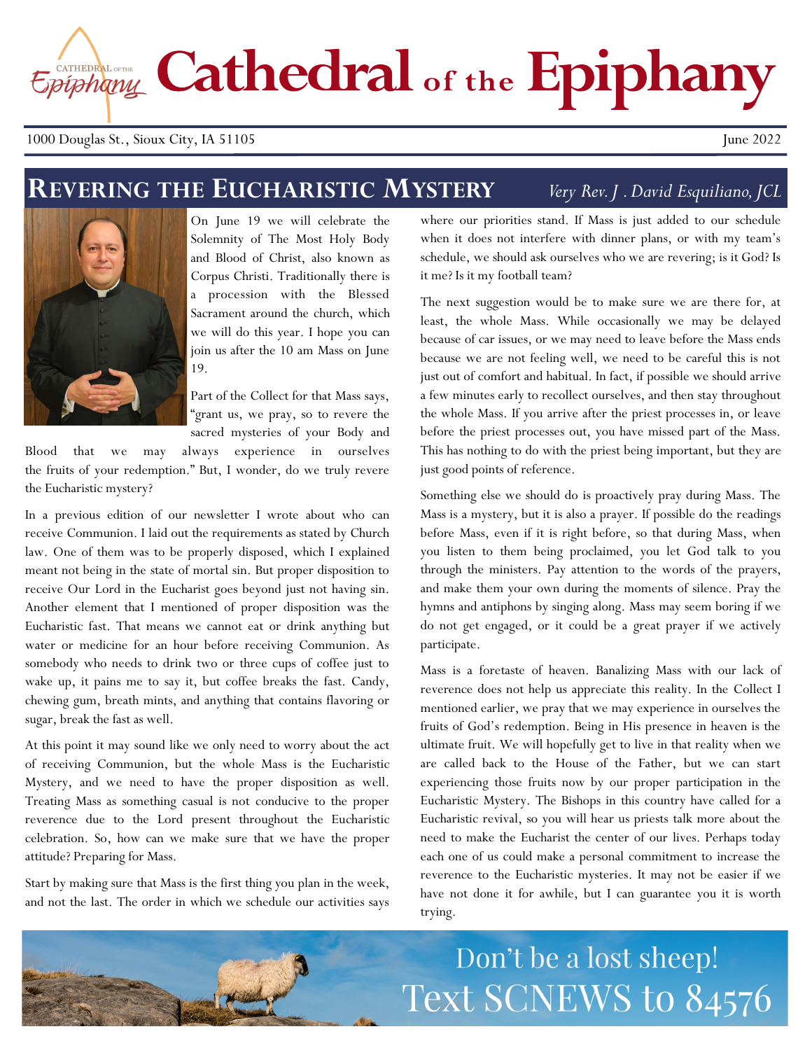# Cathedral of the Epiphany

1000 Douglas St., Sioux City, IA 51105 June 2022

## Revering the Eucharistic Mystery

*Very Rev. J . David Esquiliano, JCL*

On June 19 we will celebrate the Solemnity of The Most Holy Body and Blood of Christ, also known as Corpus Christi. Traditionally there is a procession with the Blessed Sacrament around the church, which we will do this year. I hope you can join us after the 10 am Mass on June 19.

Part of the Collect for that Mass says, "grant us, we pray, so to revere the sacred mysteries of your Body and Blood that we may always experience in ourselves the fruits of your redemption." But, I wonder, do we truly revere the Eucharistic mystery?

In a previous edition of our newsletter I wrote about who can receive Communion. I laid out the requirements as stated by Church law. One of them was to be properly disposed, which I explained meant not being in the state of mortal sin. But proper disposition to receive Our Lord in the Eucharist goes beyond just not having sin. Another element that I mentioned of proper disposition was the Eucharistic fast. That means we cannot eat or drink anything but water or medicine for an hour before receiving Communion. As somebody who needs to drink two or three cups of coffee just to wake up, it pains me to say it, but coffee breaks the fast. Candy, chewing gum, breath mints, and anything that contains flavoring or sugar, break the fast as well.

At this point it may sound like we only need to worry about the act of receiving Communion, but the whole Mass is the Eucharistic Mystery, and we need to have the proper disposition as well. Treating Mass as something casual is not conducive to the proper reverence due to the Lord present throughout the Eucharistic celebration. So, how can we make sure that we have the proper attitude? Preparing for Mass.

Start by making sure that Mass is the first thing you plan in the week, and not the last. The order in which we schedule our activities says where our priorities stand. If Mass is just added to our schedule when it does not interfere with dinner plans, or with my team's schedule, we should ask ourselves who we are revering; is it God? Is it me? Is it my football team?

The next suggestion would be to make sure we are there for, at least, the whole Mass. While occasionally we may be delayed because of car issues, or we may need to leave before the Mass ends because we are not feeling well, we need to be careful this is not just out of comfort and habitual. In fact, if possible we should arrive a few minutes early to recollect ourselves, and then stay throughout the whole Mass. If you arrive after the priest processes in, or leave before the priest processes out, you have missed part of the Mass. This has nothing to do with the priest being important, but they are just good points of reference.

Something else we should do is proactively pray during Mass. The Mass is a mystery, but it is also a prayer. If possible do the readings before Mass, even if it is right before, so that during Mass, when you listen to them being proclaimed, you let God talk to you through the ministers. Pay attention to the words of the prayers, and make them your own during the moments of silence. Pray the hymns and antiphons by singing along. Mass may seem boring if we do not get engaged, or it could be a great prayer if we actively participate.

Mass is a foretaste of heaven. Banalizing Mass with our lack of reverence does not help us appreciate this reality. In the Collect I mentioned earlier, we pray that we may experience in ourselves the fruits of God's redemption. Being in His presence in heaven is the ultimate fruit. We will hopefully get to live in that reality when we are called back to the House of the Father, but we can start experiencing those fruits now by our proper participation in the Eucharistic Mystery. The Bishops in this country have called for a Eucharistic revival, so you will hear us priests talk more about the need to make the Eucharist the center of our lives. Perhaps today each one of us could make a personal commitment to increase the reverence to the Eucharistic mysteries. It may not be easier if we have not done it for awhile, but I can guarantee you it is worth trying.

Don't be a lost sheep!
Text SCNEWS to 84576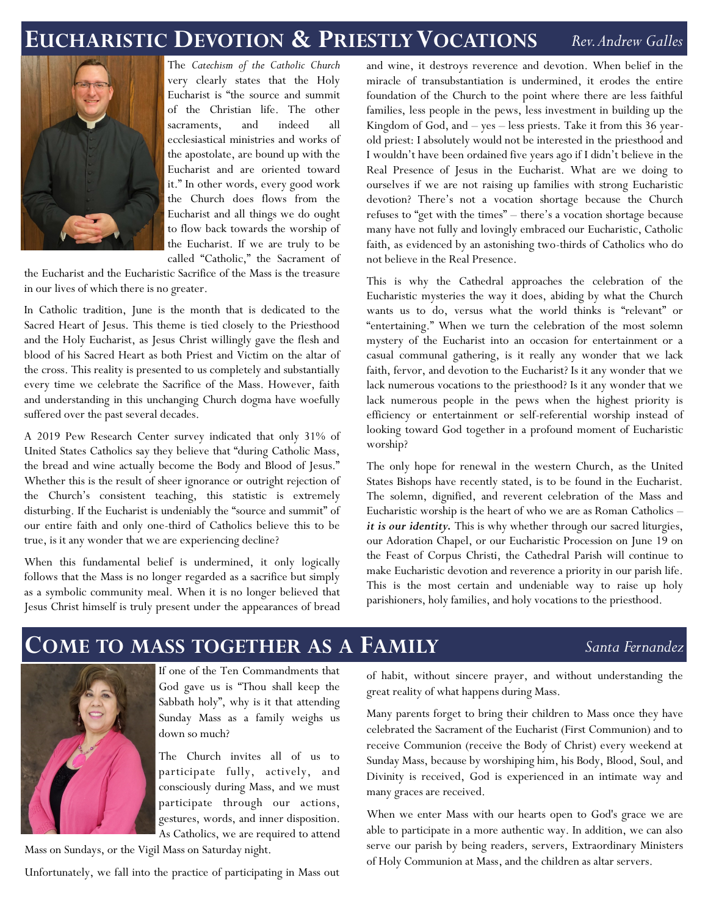# Eucharistic Devotion & Priestly Vocations

*Rev. Andrew Galles*

The *Catechism of the Catholic Church* very clearly states that the Holy Eucharist is "the source and summit of the Christian life. The other sacraments, and indeed all ecclesiastical ministries and works of the apostolate, are bound up with the Eucharist and are oriented toward it." In other words, every good work the Church does flows from the Eucharist and all things we do ought to flow back towards the worship of the Eucharist. If we are truly to be called "Catholic," the Sacrament of the Eucharist and the Eucharistic Sacrifice of the Mass is the treasure in our lives of which there is no greater.

In Catholic tradition, June is the month that is dedicated to the Sacred Heart of Jesus. This theme is tied closely to the Priesthood and the Holy Eucharist, as Jesus Christ willingly gave the flesh and blood of his Sacred Heart as both Priest and Victim on the altar of the cross. This reality is presented to us completely and substantially every time we celebrate the Sacrifice of the Mass. However, faith and understanding in this unchanging Church dogma have woefully suffered over the past several decades.

A 2019 Pew Research Center survey indicated that only 31% of United States Catholics say they believe that "during Catholic Mass, the bread and wine actually become the Body and Blood of Jesus." Whether this is the result of sheer ignorance or outright rejection of the Church's consistent teaching, this statistic is extremely disturbing. If the Eucharist is undeniably the "source and summit" of our entire faith and only one-third of Catholics believe this to be true, is it any wonder that we are experiencing decline?

When this fundamental belief is undermined, it only logically follows that the Mass is no longer regarded as a sacrifice but simply as a symbolic community meal. When it is no longer believed that Jesus Christ himself is truly present under the appearances of bread and wine, it destroys reverence and devotion. When belief in the miracle of transubstantiation is undermined, it erodes the entire foundation of the Church to the point where there are less faithful families, less people in the pews, less investment in building up the Kingdom of God, and – yes – less priests. Take it from this 36 year-old priest: I absolutely would not be interested in the priesthood and I wouldn't have been ordained five years ago if I didn't believe in the Real Presence of Jesus in the Eucharist. What are we doing to ourselves if we are not raising up families with strong Eucharistic devotion? There's not a vocation shortage because the Church refuses to "get with the times" – there's a vocation shortage because many have not fully and lovingly embraced our Eucharistic, Catholic faith, as evidenced by an astonishing two-thirds of Catholics who do not believe in the Real Presence.

This is why the Cathedral approaches the celebration of the Eucharistic mysteries the way it does, abiding by what the Church wants us to do, versus what the world thinks is "relevant" or "entertaining." When we turn the celebration of the most solemn mystery of the Eucharist into an occasion for entertainment or a casual communal gathering, is it really any wonder that we lack faith, fervor, and devotion to the Eucharist? Is it any wonder that we lack numerous vocations to the priesthood? Is it any wonder that we lack numerous people in the pews when the highest priority is efficiency or entertainment or self-referential worship instead of looking toward God together in a profound moment of Eucharistic worship?

The only hope for renewal in the western Church, as the United States Bishops have recently stated, is to be found in the Eucharist. The solemn, dignified, and reverent celebration of the Mass and Eucharistic worship is the heart of who we are as Roman Catholics – ***it is our identity.*** This is why whether through our sacred liturgies, our Adoration Chapel, or our Eucharistic Procession on June 19 on the Feast of Corpus Christi, the Cathedral Parish will continue to make Eucharistic devotion and reverence a priority in our parish life. This is the most certain and undeniable way to raise up holy parishioners, holy families, and holy vocations to the priesthood.

# Come to Mass Together as a Family

*Santa Fernandez*

If one of the Ten Commandments that God gave us is "Thou shall keep the Sabbath holy", why is it that attending Sunday Mass as a family weighs us down so much?

The Church invites all of us to participate fully, actively, and consciously during Mass, and we must participate through our actions, gestures, words, and inner disposition. As Catholics, we are required to attend Mass on Sundays, or the Vigil Mass on Saturday night.

Unfortunately, we fall into the practice of participating in Mass out of habit, without sincere prayer, and without understanding the great reality of what happens during Mass.

Many parents forget to bring their children to Mass once they have celebrated the Sacrament of the Eucharist (First Communion) and to receive Communion (receive the Body of Christ) every weekend at Sunday Mass, because by worshiping him, his Body, Blood, Soul, and Divinity is received, God is experienced in an intimate way and many graces are received.

When we enter Mass with our hearts open to God's grace we are able to participate in a more authentic way. In addition, we can also serve our parish by being readers, servers, Extraordinary Ministers of Holy Communion at Mass, and the children as altar servers.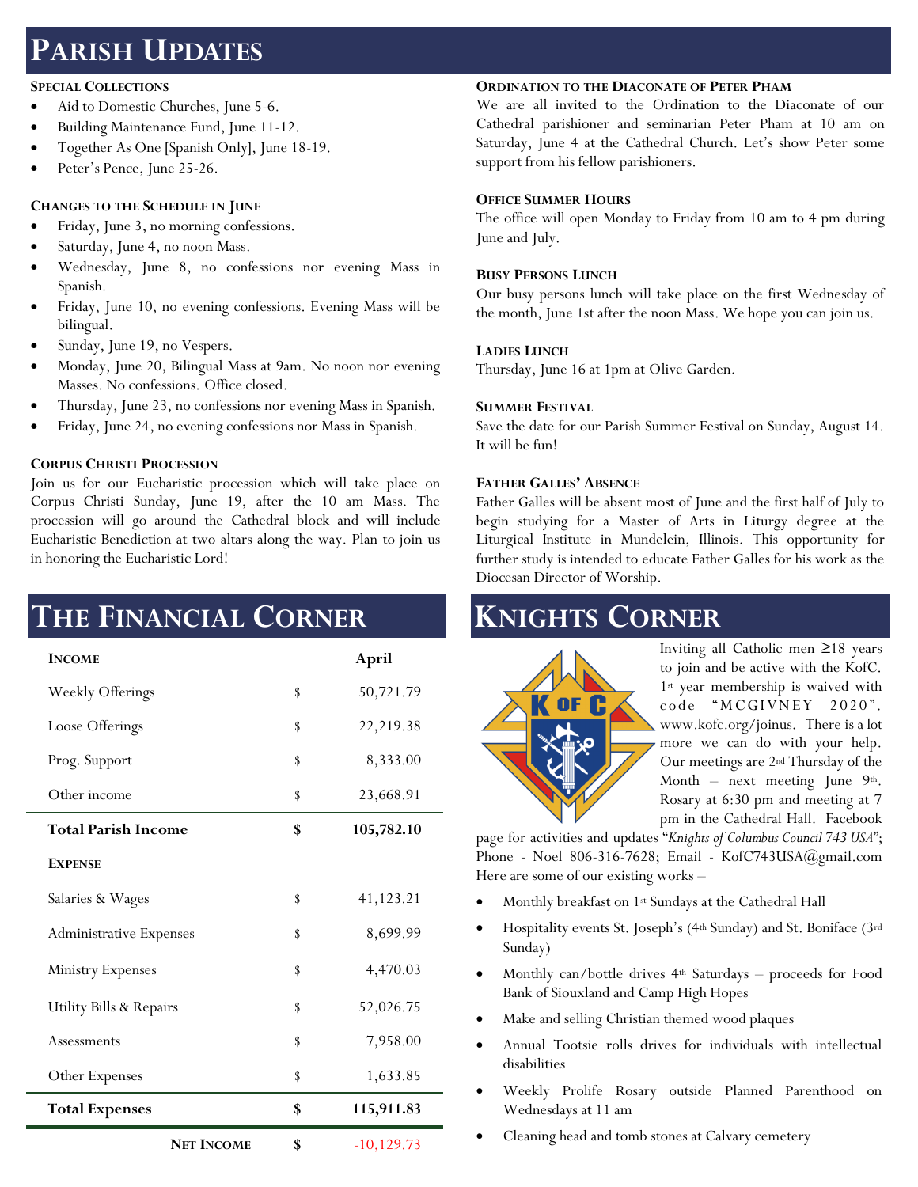# Parish Updates

### Special Collections

- Aid to Domestic Churches, June 5-6.
- Building Maintenance Fund, June 11-12.
- Together As One [Spanish Only], June 18-19.
- Peter's Pence, June 25-26.

### Changes to the Schedule in June

- Friday, June 3, no morning confessions.
- Saturday, June 4, no noon Mass.
- Wednesday, June 8, no confessions nor evening Mass in Spanish.
- Friday, June 10, no evening confessions. Evening Mass will be bilingual.
- Sunday, June 19, no Vespers.
- Monday, June 20, Bilingual Mass at 9am. No noon nor evening Masses. No confessions. Office closed.
- Thursday, June 23, no confessions nor evening Mass in Spanish.
- Friday, June 24, no evening confessions nor Mass in Spanish.

### Corpus Christi Procession

Join us for our Eucharistic procession which will take place on Corpus Christi Sunday, June 19, after the 10 am Mass. The procession will go around the Cathedral block and will include Eucharistic Benediction at two altars along the way. Plan to join us in honoring the Eucharistic Lord!

### Ordination to the Diaconate of Peter Pham

We are all invited to the Ordination to the Diaconate of our Cathedral parishioner and seminarian Peter Pham at 10 am on Saturday, June 4 at the Cathedral Church. Let's show Peter some support from his fellow parishioners.

### Office Summer Hours

The office will open Monday to Friday from 10 am to 4 pm during June and July.

### Busy Persons Lunch

Our busy persons lunch will take place on the first Wednesday of the month, June 1st after the noon Mass. We hope you can join us.

### Ladies Lunch

Thursday, June 16 at 1pm at Olive Garden.

### Summer Festival

Save the date for our Parish Summer Festival on Sunday, August 14. It will be fun!

### Father Galles' Absence

Father Galles will be absent most of June and the first half of July to begin studying for a Master of Arts in Liturgy degree at the Liturgical Institute in Mundelein, Illinois. This opportunity for further study is intended to educate Father Galles for his work as the Diocesan Director of Worship.

# The Financial Corner

| **Income** | | **April** |
|---|---|---|
| Weekly Offerings | $ | 50,721.79 |
| Loose Offerings | $ | 22,219.38 |
| Prog. Support | $ | 8,333.00 |
| Other income | $ | 23,668.91 |
| **Total Parish Income** | **$** | **105,782.10** |
| **Expense** | | |
| Salaries & Wages | $ | 41,123.21 |
| Administrative Expenses | $ | 8,699.99 |
| Ministry Expenses | $ | 4,470.03 |
| Utility Bills & Repairs | $ | 52,026.75 |
| Assessments | $ | 7,958.00 |
| Other Expenses | $ | 1,633.85 |
| **Total Expenses** | **$** | **115,911.83** |
| **Net Income** | **$** | -10,129.73 |

# Knights Corner

Inviting all Catholic men ≥18 years to join and be active with the KofC. 1st year membership is waived with code "MCGIVNEY 2020". www.kofc.org/joinus. There is a lot more we can do with your help. Our meetings are 2nd Thursday of the Month – next meeting June 9th. Rosary at 6:30 pm and meeting at 7 pm in the Cathedral Hall. Facebook page for activities and updates "*Knights of Columbus Council 743 USA*"; Phone - Noel 806-316-7628; Email - KofC743USA@gmail.com Here are some of our existing works –

- Monthly breakfast on 1st Sundays at the Cathedral Hall
- Hospitality events St. Joseph's (4th Sunday) and St. Boniface (3rd Sunday)
- Monthly can/bottle drives 4th Saturdays – proceeds for Food Bank of Siouxland and Camp High Hopes
- Make and selling Christian themed wood plaques
- Annual Tootsie rolls drives for individuals with intellectual disabilities
- Weekly Prolife Rosary outside Planned Parenthood on Wednesdays at 11 am
- Cleaning head and tomb stones at Calvary cemetery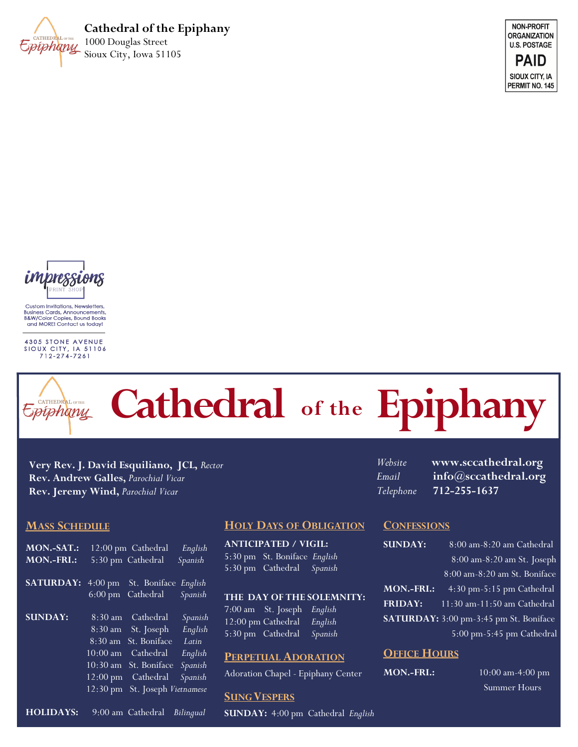**Cathedral of the Epiphany**
1000 Douglas Street
Sioux City, Iowa 51105

NON-PROFIT ORGANIZATION
U.S. POSTAGE
**PAID**
SIOUX CITY, IA
PERMIT NO. 145

impressions PRINT SHOP

Custom Invitations, Newsletters, Business Cards, Announcements, B&W/Color Copies, Bound Books and MORE! Contact us today!

4305 STONE AVENUE
SIOUX CITY, IA 51106
712-274-7261

# Cathedral of the Epiphany

**Very Rev. J. David Esquiliano, JCL,** *Rector*
**Rev. Andrew Galles,** *Parochial Vicar*
**Rev. Jeremy Wind,** *Parochial Vicar*

*Website* **www.sccathedral.org**
*Email* **info@sccathedral.org**
*Telephone* **712-255-1637**

## Mass Schedule

**MON.-SAT.:** 12:00 pm Cathedral *English*
**MON.-FRI.:** 5:30 pm Cathedral *Spanish*

**SATURDAY:** 4:00 pm St. Boniface *English*
6:00 pm Cathedral *Spanish*

**SUNDAY:** 8:30 am Cathedral *Spanish*
8:30 am St. Joseph *English*
8:30 am St. Boniface *Latin*
10:00 am Cathedral *English*
10:30 am St. Boniface *Spanish*
12:00 pm Cathedral *Spanish*
12:30 pm St. Joseph *Vietnamese*

**HOLIDAYS:** 9:00 am Cathedral *Bilingual*

## Holy Days of Obligation

**ANTICIPATED / VIGIL:**
5:30 pm St. Boniface *English*
5:30 pm Cathedral *Spanish*

**THE DAY OF THE SOLEMNITY:**
7:00 am St. Joseph *English*
12:00 pm Cathedral *English*
5:30 pm Cathedral *Spanish*

## Perpetual Adoration

Adoration Chapel - Epiphany Center

## Sung Vespers

**SUNDAY:** 4:00 pm Cathedral *English*

## Confessions

**SUNDAY:** 8:00 am-8:20 am Cathedral
8:00 am-8:20 am St. Joseph
8:00 am-8:20 am St. Boniface

**MON.-FRI.:** 4:30 pm-5:15 pm Cathedral

**FRIDAY:** 11:30 am-11:50 am Cathedral

**SATURDAY:** 3:00 pm-3:45 pm St. Boniface
5:00 pm-5:45 pm Cathedral

## Office Hours

**MON.-FRI.:** 10:00 am-4:00 pm
Summer Hours